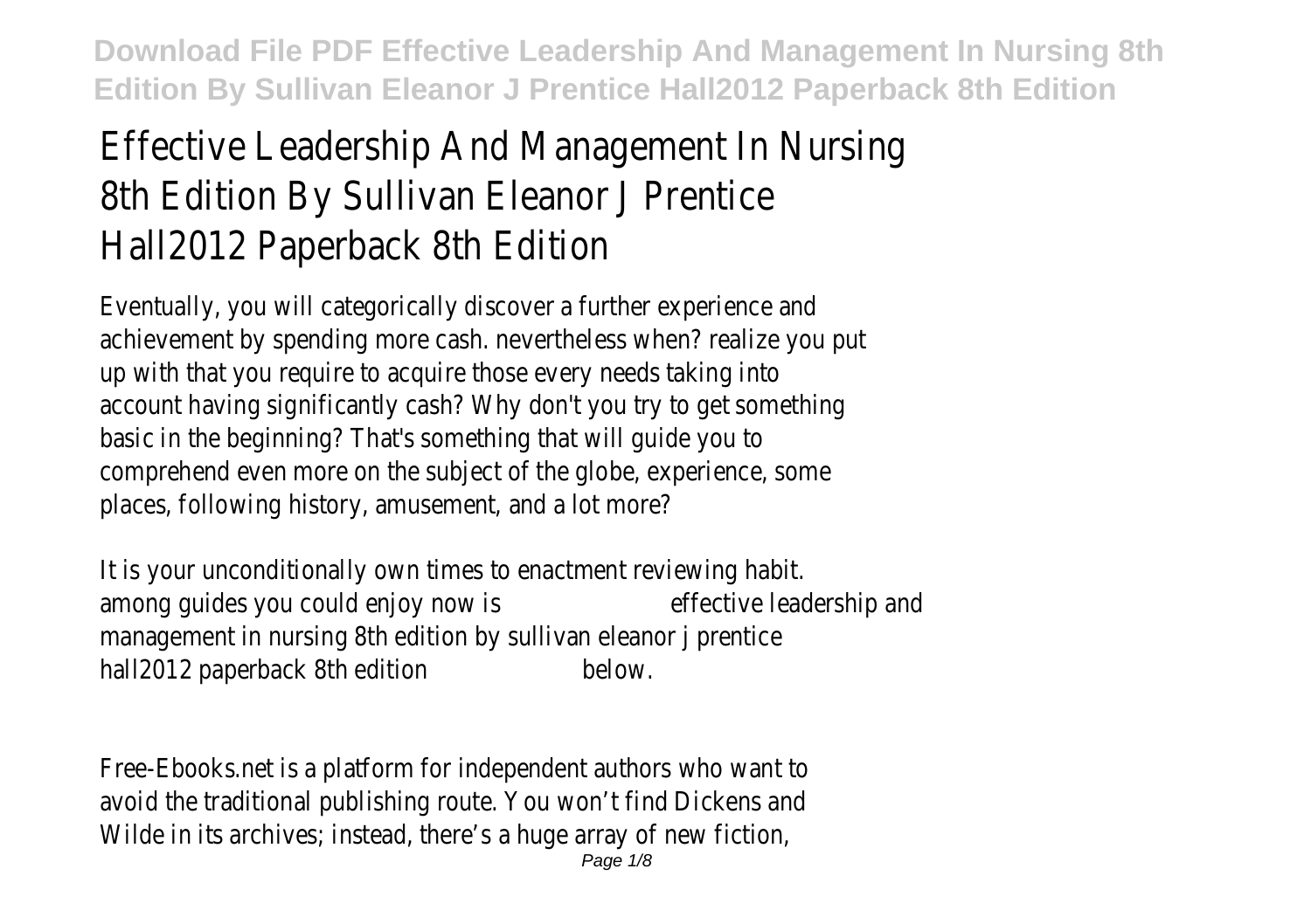# Effective Leadership And Management In Nursing 8th Edition By Sullivan Eleanor J Prentice Hall2012 Paperback 8th Edition

Eventually, you will categorically discover a further experience and achievement by spending more cash. nevertheless when? realize you put up with that you require to acquire those every needs taking into account having significantly cash? Why don't you try to get something basic in the beginning? That's something that will guide you to comprehend even more on the subject of the globe, experience, some places, following history, amusement, and a lot more?

It is your unconditionally own times to enactment reviewing habit. among guides you could enjoy now is **effective leadership and management in nursing 8th edition by sullivan eleanor j prentice hall2012 paperback 8th edition** below.

Free-Ebooks.net is a platform for independent authors who want to avoid the traditional publishing route. You won't find Dickens and Wilde in its archives; instead, there's a huge array of new fiction,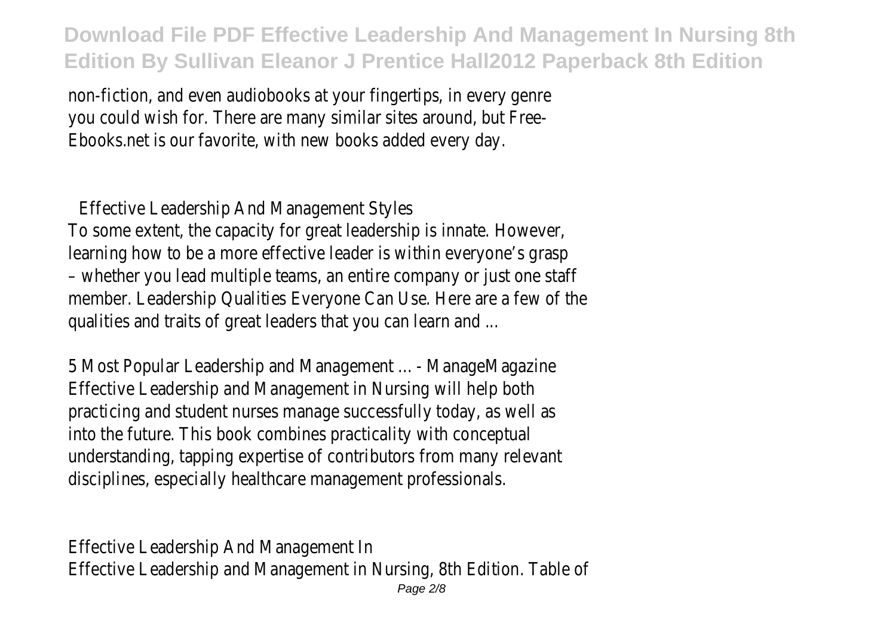non-fiction, and even audiobooks at your fingertips, in every genre you could wish for. There are many similar sites around, but Free-Ebooks.net is our favorite, with new books added every day.

## Effective Leadership And Management Styles

To some extent, the capacity for great leadership is innate. However, learning how to be a more effective leader is within everyone's grasp – whether you lead multiple teams, an entire company or just one staff member. Leadership Qualities Everyone Can Use. Here are a few of the qualities and traits of great leaders that you can learn and ...

5 Most Popular Leadership and Management ... - ManageMagazine

Effective Leadership and Management in Nursing will help both practicing and student nurses manage successfully today, as well as into the future. This book combines practicality with conceptual understanding, tapping expertise of contributors from many relevant disciplines, especially healthcare management professionals.

## Effective Leadership And Management In

Effective Leadership and Management in Nursing, 8th Edition. Table of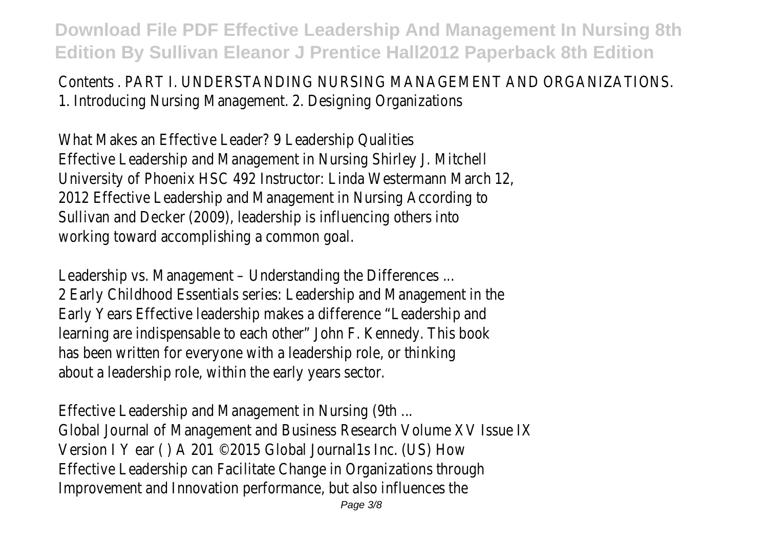Contents . PART I. UNDERSTANDING NURSING MANAGEMENT AND ORGANIZATIONS. 1. Introducing Nursing Management. 2. Designing Organizations

What Makes an Effective Leader? 9 Leadership Qualities

Effective Leadership and Management in Nursing Shirley J. Mitchell University of Phoenix HSC 492 Instructor: Linda Westermann March 12, 2012 Effective Leadership and Management in Nursing According to Sullivan and Decker (2009), leadership is influencing others into working toward accomplishing a common goal.

Leadership vs. Management – Understanding the Differences ...

2 Early Childhood Essentials series: Leadership and Management in the Early Years Effective leadership makes a difference "Leadership and learning are indispensable to each other" John F. Kennedy. This book has been written for everyone with a leadership role, or thinking about a leadership role, within the early years sector.

Effective Leadership and Management in Nursing (9th ...

Global Journal of Management and Business Research Volume XV Issue IX Version I Y ear ( ) A 201 ©2015 Global Journal1s Inc. (US) How Effective Leadership can Facilitate Change in Organizations through Improvement and Innovation performance, but also influences the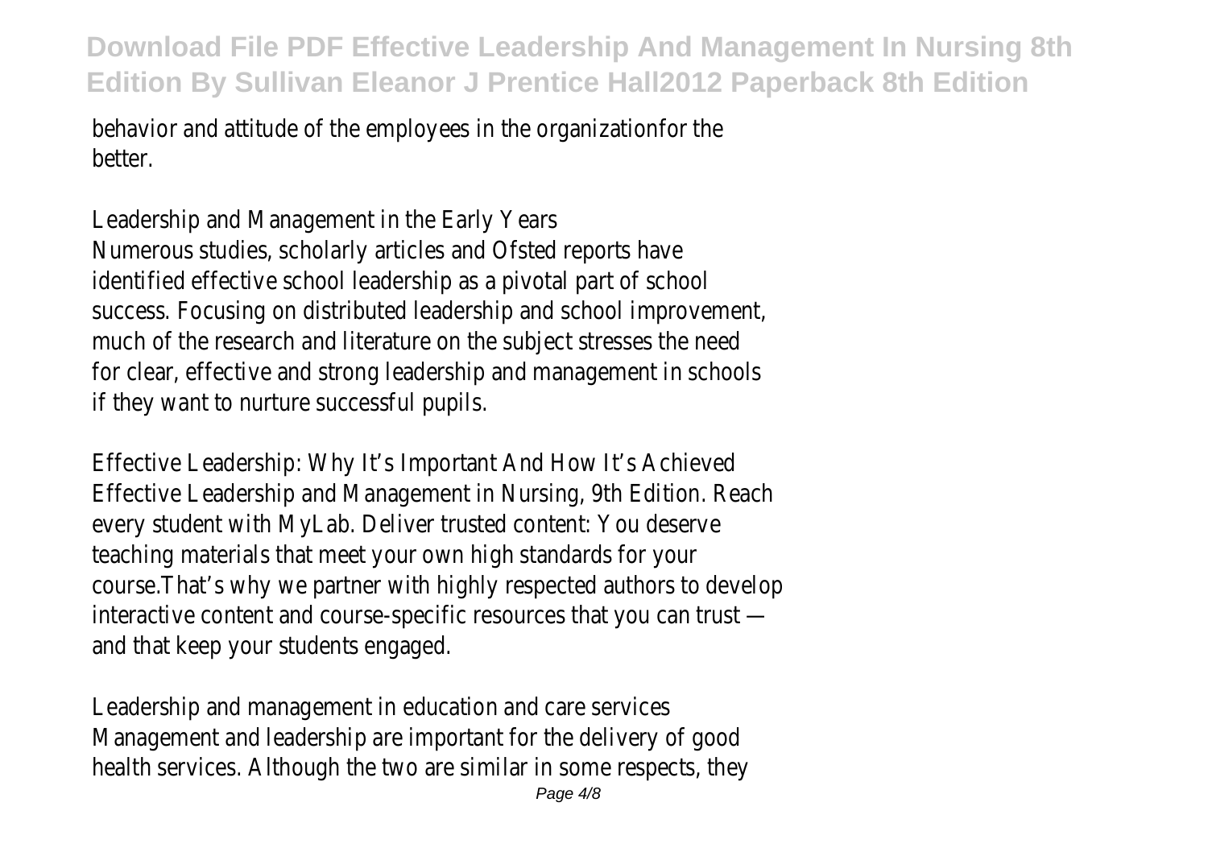behavior and attitude of the employees in the organizationfor the better.

Leadership and Management in the Early Years
Numerous studies, scholarly articles and Ofsted reports have identified effective school leadership as a pivotal part of school success. Focusing on distributed leadership and school improvement, much of the research and literature on the subject stresses the need for clear, effective and strong leadership and management in schools if they want to nurture successful pupils.

Effective Leadership: Why It's Important And How It's Achieved
Effective Leadership and Management in Nursing, 9th Edition. Reach every student with MyLab. Deliver trusted content: You deserve teaching materials that meet your own high standards for your course.That's why we partner with highly respected authors to develop interactive content and course-specific resources that you can trust — and that keep your students engaged.

Leadership and management in education and care services
Management and leadership are important for the delivery of good health services. Although the two are similar in some respects, they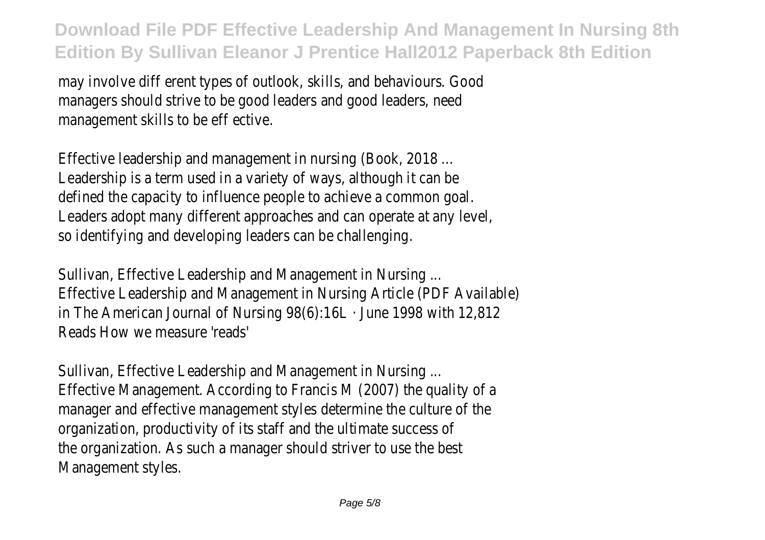may involve diff erent types of outlook, skills, and behaviours. Good managers should strive to be good leaders and good leaders, need management skills to be eff ective.

Effective leadership and management in nursing (Book, 2018 ...
Leadership is a term used in a variety of ways, although it can be defined the capacity to influence people to achieve a common goal. Leaders adopt many different approaches and can operate at any level, so identifying and developing leaders can be challenging.

Sullivan, Effective Leadership and Management in Nursing ...
Effective Leadership and Management in Nursing Article (PDF Available) in The American Journal of Nursing 98(6):16L · June 1998 with 12,812 Reads How we measure 'reads'

Sullivan, Effective Leadership and Management in Nursing ...
Effective Management. According to Francis M (2007) the quality of a manager and effective management styles determine the culture of the organization, productivity of its staff and the ultimate success of the organization. As such a manager should striver to use the best Management styles.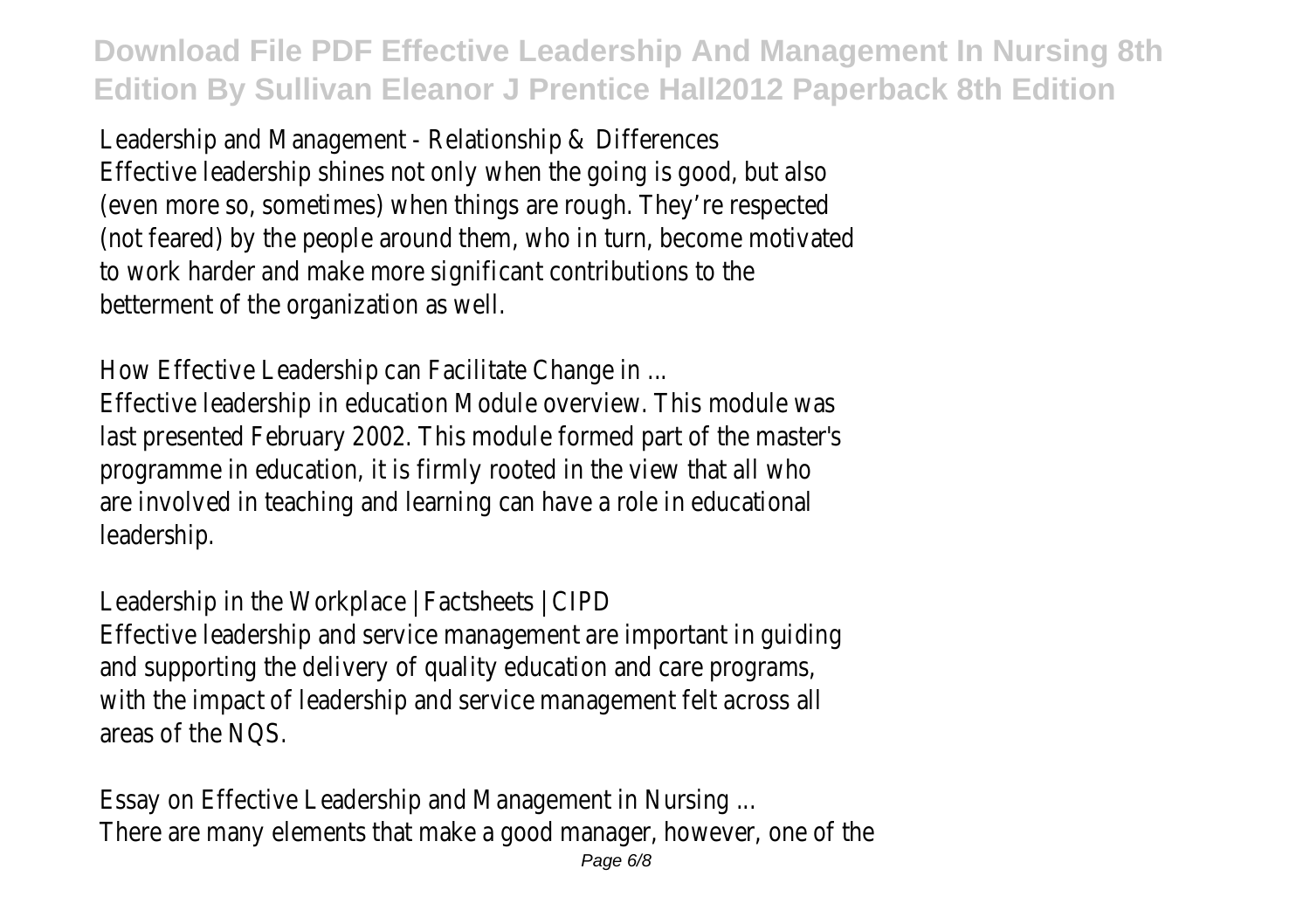Leadership and Management - Relationship & Differences

Effective leadership shines not only when the going is good, but also (even more so, sometimes) when things are rough. They're respected (not feared) by the people around them, who in turn, become motivated to work harder and make more significant contributions to the betterment of the organization as well.

How Effective Leadership can Facilitate Change in ...

Effective leadership in education Module overview. This module was last presented February 2002. This module formed part of the master's programme in education, it is firmly rooted in the view that all who are involved in teaching and learning can have a role in educational leadership.

Leadership in the Workplace | Factsheets | CIPD

Effective leadership and service management are important in guiding and supporting the delivery of quality education and care programs, with the impact of leadership and service management felt across all areas of the NQS.

Essay on Effective Leadership and Management in Nursing ...

There are many elements that make a good manager, however, one of the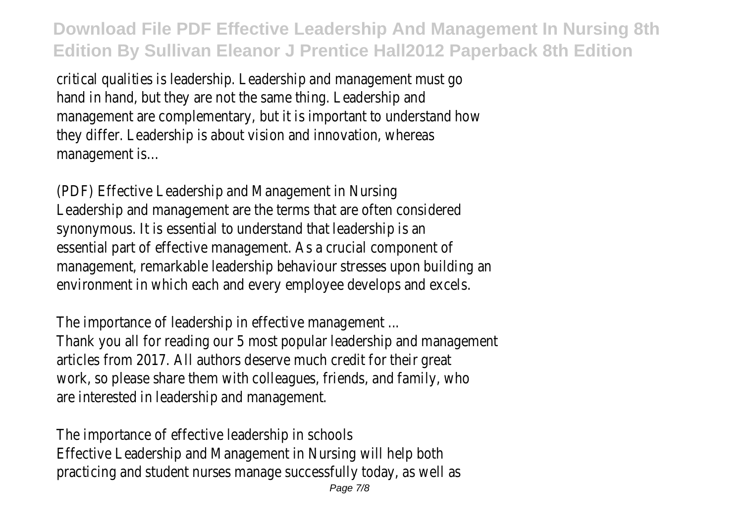critical qualities is leadership. Leadership and management must go hand in hand, but they are not the same thing. Leadership and management are complementary, but it is important to understand how they differ. Leadership is about vision and innovation, whereas management is...

(PDF) Effective Leadership and Management in Nursing
Leadership and management are the terms that are often considered synonymous. It is essential to understand that leadership is an essential part of effective management. As a crucial component of management, remarkable leadership behaviour stresses upon building an environment in which each and every employee develops and excels.

The importance of leadership in effective management ...
Thank you all for reading our 5 most popular leadership and management articles from 2017. All authors deserve much credit for their great work, so please share them with colleagues, friends, and family, who are interested in leadership and management.

The importance of effective leadership in schools
Effective Leadership and Management in Nursing will help both practicing and student nurses manage successfully today, as well as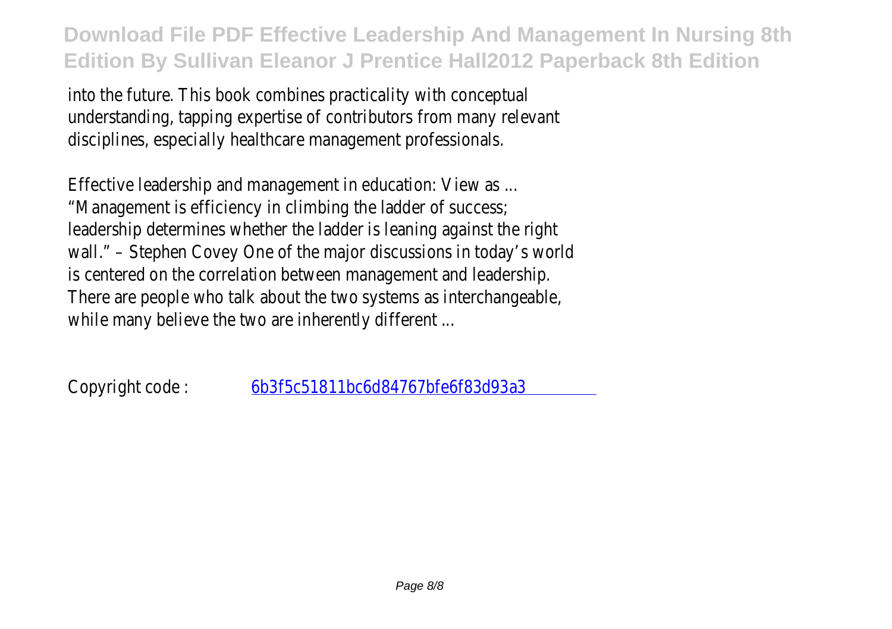into the future. This book combines practicality with conceptual understanding, tapping expertise of contributors from many relevant disciplines, especially healthcare management professionals.

Effective leadership and management in education: View as ...
"Management is efficiency in climbing the ladder of success; leadership determines whether the ladder is leaning against the right wall." – Stephen Covey One of the major discussions in today's world is centered on the correlation between management and leadership. There are people who talk about the two systems as interchangeable, while many believe the two are inherently different ...

Copyright code : 6b3f5c51811bc6d84767bfe6f83d93a3